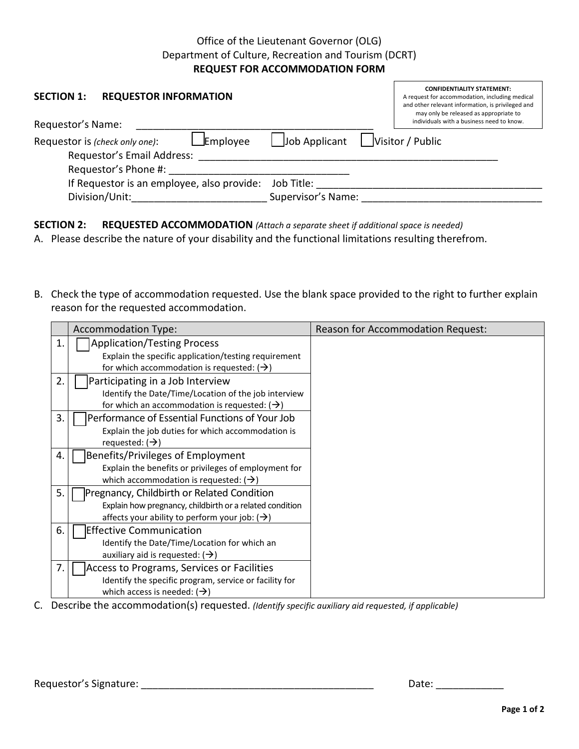Office of the Lieutenant Governor (OLG)
Department of Culture, Recreation and Tourism (DCRT)

# REQUEST FOR ACCOMMODATION FORM

**CONFIDENTIALITY STATEMENT:**
A request for accommodation, including medical and other relevant information, is privileged and may only be released as appropriate to individuals with a business need to know.

## SECTION 1: REQUESTOR INFORMATION

Requestor's Name: ____________________________________________

Requestor is *(check only one)*: ☐ Employee ☐ Job Applicant ☐ Visitor / Public

Requestor's Email Address: ________________________________________________________

Requestor's Phone #: _________________________________

If Requestor is an employee, also provide: Job Title: __________________________________________

Division/Unit:_________________________ Supervisor's Name: _________________________________

## SECTION 2: REQUESTED ACCOMMODATION *(Attach a separate sheet if additional space is needed)*

A. Please describe the nature of your disability and the functional limitations resulting therefrom.

B. Check the type of accommodation requested. Use the blank space provided to the right to further explain reason for the requested accommodation.

| | Accommodation Type: | Reason for Accommodation Request: |
|---|---|---|
| 1. | ☐ Application/Testing Process<br>Explain the specific application/testing requirement for which accommodation is requested: (→) | |
| 2. | ☐ Participating in a Job Interview<br>Identify the Date/Time/Location of the job interview for which an accommodation is requested: (→) | |
| 3. | ☐ Performance of Essential Functions of Your Job<br>Explain the job duties for which accommodation is requested: (→) | |
| 4. | ☐ Benefits/Privileges of Employment<br>Explain the benefits or privileges of employment for which accommodation is requested: (→) | |
| 5. | ☐ Pregnancy, Childbirth or Related Condition<br>Explain how pregnancy, childbirth or a related condition affects your ability to perform your job: (→) | |
| 6. | ☐ Effective Communication<br>Identify the Date/Time/Location for which an auxiliary aid is requested: (→) | |
| 7. | ☐ Access to Programs, Services or Facilities<br>Identify the specific program, service or facility for which access is needed: (→) | |

C. Describe the accommodation(s) requested. *(Identify specific auxiliary aid requested, if applicable)*

Requestor's Signature: __________________________________________ Date: ____________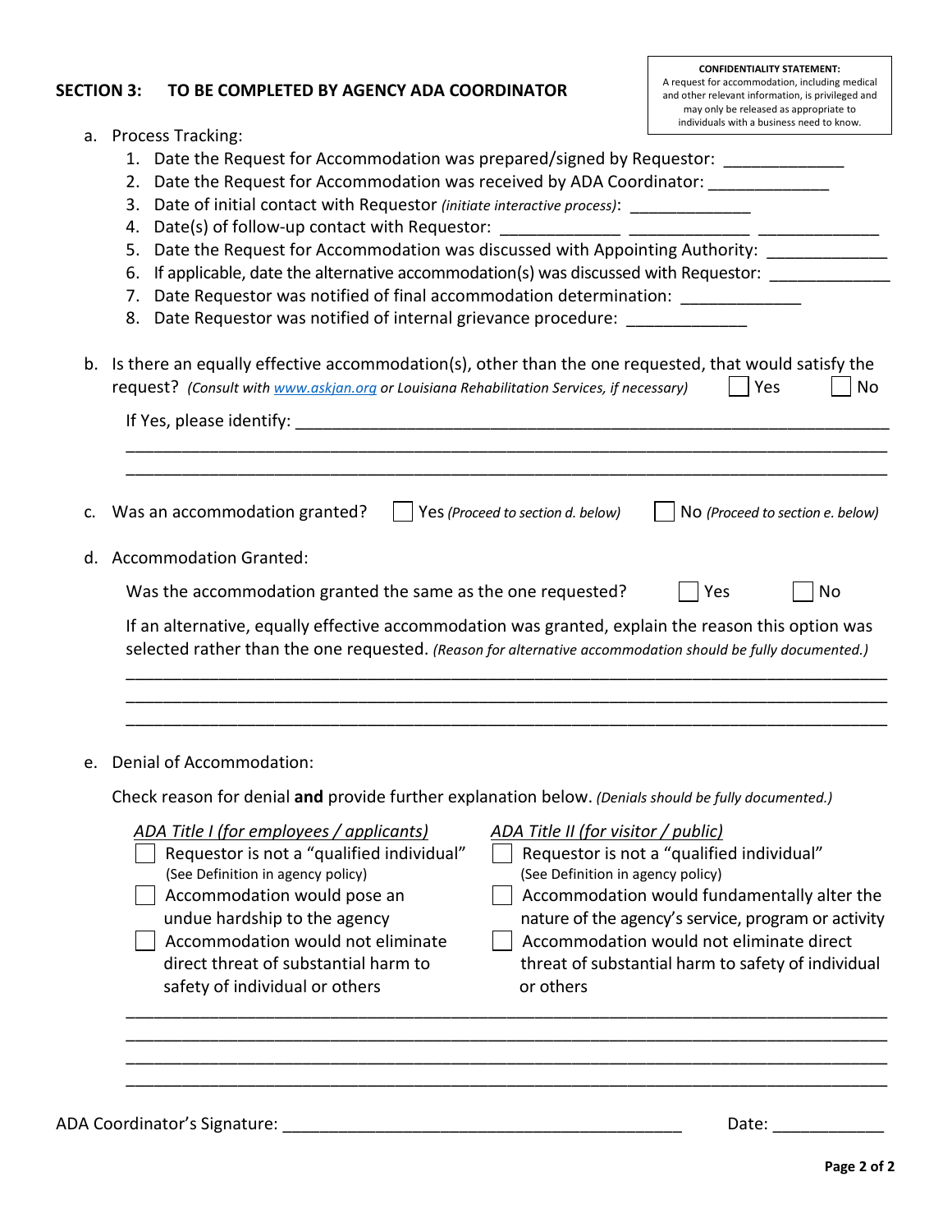**CONFIDENTIALITY STATEMENT:**
A request for accommodation, including medical and other relevant information, is privileged and may only be released as appropriate to individuals with a business need to know.

## SECTION 3: TO BE COMPLETED BY AGENCY ADA COORDINATOR

a. Process Tracking:

1. Date the Request for Accommodation was prepared/signed by Requestor: _____________
2. Date the Request for Accommodation was received by ADA Coordinator: _____________
3. Date of initial contact with Requestor *(initiate interactive process)*: _____________
4. Date(s) of follow-up contact with Requestor: _____________ _____________ _____________
5. Date the Request for Accommodation was discussed with Appointing Authority: _____________
6. If applicable, date the alternative accommodation(s) was discussed with Requestor: _____________
7. Date Requestor was notified of final accommodation determination: _____________
8. Date Requestor was notified of internal grievance procedure: _____________

b. Is there an equally effective accommodation(s), other than the one requested, that would satisfy the request? *(Consult with www.askjan.org or Louisiana Rehabilitation Services, if necessary)* ☐ Yes ☐ No

If Yes, please identify: ________________________________________________________________

________________________________________________________________________________

________________________________________________________________________________

c. Was an accommodation granted? ☐ Yes *(Proceed to section d. below)* ☐ No *(Proceed to section e. below)*

d. Accommodation Granted:

Was the accommodation granted the same as the one requested? ☐ Yes ☐ No

If an alternative, equally effective accommodation was granted, explain the reason this option was selected rather than the one requested. *(Reason for alternative accommodation should be fully documented.)*

________________________________________________________________________________

________________________________________________________________________________

________________________________________________________________________________

e. Denial of Accommodation:

Check reason for denial **and** provide further explanation below. *(Denials should be fully documented.)*

*ADA Title I (for employees / applicants)*

- ☐ Requestor is not a "qualified individual" (See Definition in agency policy)
- ☐ Accommodation would pose an undue hardship to the agency
- ☐ Accommodation would not eliminate direct threat of substantial harm to safety of individual or others

*ADA Title II (for visitor / public)*

- ☐ Requestor is not a "qualified individual" (See Definition in agency policy)
- ☐ Accommodation would fundamentally alter the nature of the agency's service, program or activity
- ☐ Accommodation would not eliminate direct threat of substantial harm to safety of individual or others

________________________________________________________________________________

________________________________________________________________________________

________________________________________________________________________________

________________________________________________________________________________

ADA Coordinator's Signature: ____________________________________________ Date: ____________